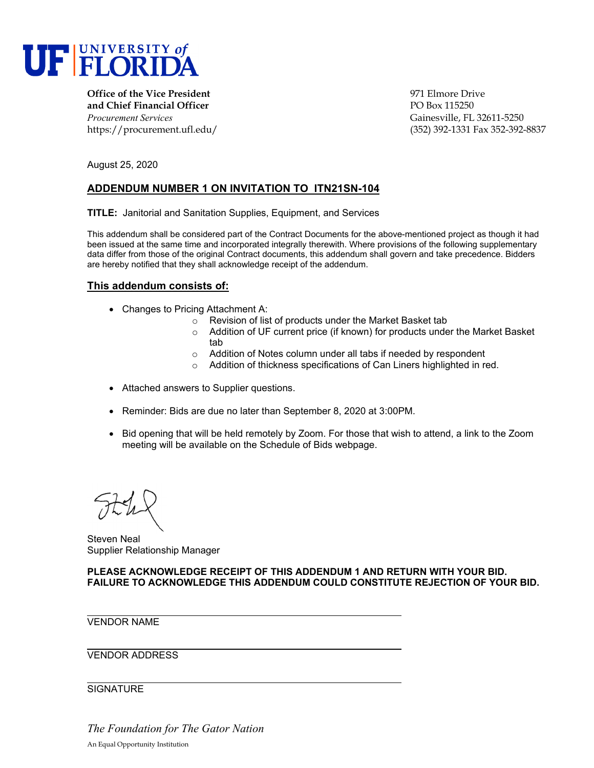# UF UNIVERSITY of FLORIDA

**Office of the Vice President**
**and Chief Financial Officer**
*Procurement Services*
https://procurement.ufl.edu/

971 Elmore Drive
PO Box 115250
Gainesville, FL 32611-5250
(352) 392-1331 Fax 352-392-8837

August 25, 2020

## ADDENDUM NUMBER 1 ON INVITATION TO ITN21SN-104

**TITLE:** Janitorial and Sanitation Supplies, Equipment, and Services

This addendum shall be considered part of the Contract Documents for the above-mentioned project as though it had been issued at the same time and incorporated integrally therewith. Where provisions of the following supplementary data differ from those of the original Contract documents, this addendum shall govern and take precedence. Bidders are hereby notified that they shall acknowledge receipt of the addendum.

### This addendum consists of:

- Changes to Pricing Attachment A:
  - Revision of list of products under the Market Basket tab
  - Addition of UF current price (if known) for products under the Market Basket tab
  - Addition of Notes column under all tabs if needed by respondent
  - Addition of thickness specifications of Can Liners highlighted in red.
- Attached answers to Supplier questions.
- Reminder: Bids are due no later than September 8, 2020 at 3:00PM.
- Bid opening that will be held remotely by Zoom. For those that wish to attend, a link to the Zoom meeting will be available on the Schedule of Bids webpage.

Steven Neal
Supplier Relationship Manager

**PLEASE ACKNOWLEDGE RECEIPT OF THIS ADDENDUM 1 AND RETURN WITH YOUR BID. FAILURE TO ACKNOWLEDGE THIS ADDENDUM COULD CONSTITUTE REJECTION OF YOUR BID.**

______________________________
VENDOR NAME

______________________________
VENDOR ADDRESS

______________________________
SIGNATURE

*The Foundation for The Gator Nation*

An Equal Opportunity Institution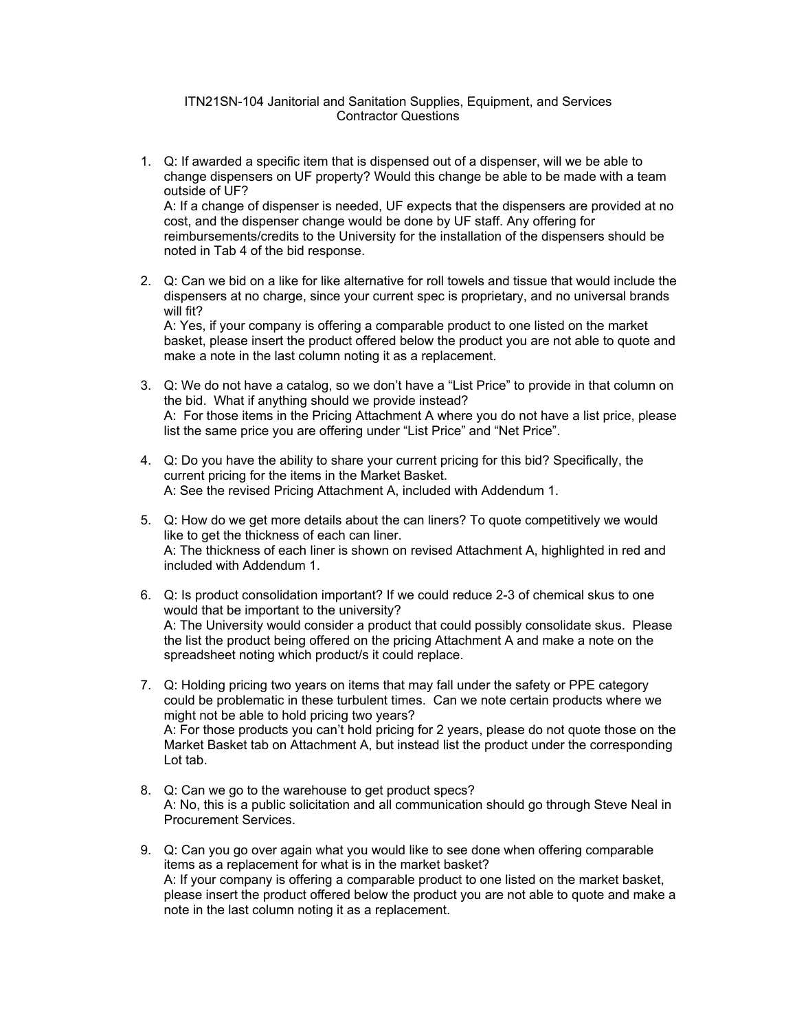ITN21SN-104 Janitorial and Sanitation Supplies, Equipment, and Services
Contractor Questions

1. Q: If awarded a specific item that is dispensed out of a dispenser, will we be able to change dispensers on UF property? Would this change be able to be made with a team outside of UF?
   A: If a change of dispenser is needed, UF expects that the dispensers are provided at no cost, and the dispenser change would be done by UF staff. Any offering for reimbursements/credits to the University for the installation of the dispensers should be noted in Tab 4 of the bid response.

2. Q: Can we bid on a like for like alternative for roll towels and tissue that would include the dispensers at no charge, since your current spec is proprietary, and no universal brands will fit?
   A: Yes, if your company is offering a comparable product to one listed on the market basket, please insert the product offered below the product you are not able to quote and make a note in the last column noting it as a replacement.

3. Q: We do not have a catalog, so we don't have a "List Price" to provide in that column on the bid. What if anything should we provide instead?
   A: For those items in the Pricing Attachment A where you do not have a list price, please list the same price you are offering under "List Price" and "Net Price".

4. Q: Do you have the ability to share your current pricing for this bid? Specifically, the current pricing for the items in the Market Basket.
   A: See the revised Pricing Attachment A, included with Addendum 1.

5. Q: How do we get more details about the can liners? To quote competitively we would like to get the thickness of each can liner.
   A: The thickness of each liner is shown on revised Attachment A, highlighted in red and included with Addendum 1.

6. Q: Is product consolidation important? If we could reduce 2-3 of chemical skus to one would that be important to the university?
   A: The University would consider a product that could possibly consolidate skus. Please the list the product being offered on the pricing Attachment A and make a note on the spreadsheet noting which product/s it could replace.

7. Q: Holding pricing two years on items that may fall under the safety or PPE category could be problematic in these turbulent times. Can we note certain products where we might not be able to hold pricing two years?
   A: For those products you can't hold pricing for 2 years, please do not quote those on the Market Basket tab on Attachment A, but instead list the product under the corresponding Lot tab.

8. Q: Can we go to the warehouse to get product specs?
   A: No, this is a public solicitation and all communication should go through Steve Neal in Procurement Services.

9. Q: Can you go over again what you would like to see done when offering comparable items as a replacement for what is in the market basket?
   A: If your company is offering a comparable product to one listed on the market basket, please insert the product offered below the product you are not able to quote and make a note in the last column noting it as a replacement.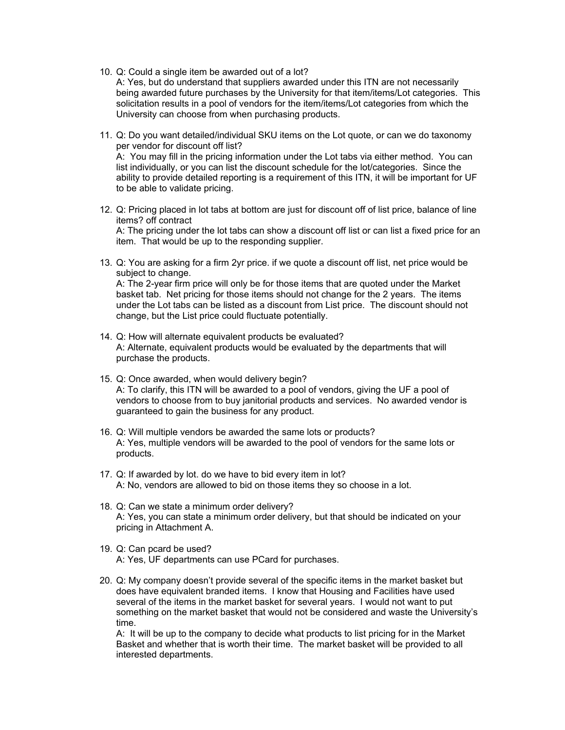10. Q: Could a single item be awarded out of a lot?
    A: Yes, but do understand that suppliers awarded under this ITN are not necessarily being awarded future purchases by the University for that item/items/Lot categories. This solicitation results in a pool of vendors for the item/items/Lot categories from which the University can choose from when purchasing products.

11. Q: Do you want detailed/individual SKU items on the Lot quote, or can we do taxonomy per vendor for discount off list?
    A: You may fill in the pricing information under the Lot tabs via either method. You can list individually, or you can list the discount schedule for the lot/categories. Since the ability to provide detailed reporting is a requirement of this ITN, it will be important for UF to be able to validate pricing.

12. Q: Pricing placed in lot tabs at bottom are just for discount off of list price, balance of line items? off contract
    A: The pricing under the lot tabs can show a discount off list or can list a fixed price for an item. That would be up to the responding supplier.

13. Q: You are asking for a firm 2yr price. if we quote a discount off list, net price would be subject to change.
    A: The 2-year firm price will only be for those items that are quoted under the Market basket tab. Net pricing for those items should not change for the 2 years. The items under the Lot tabs can be listed as a discount from List price. The discount should not change, but the List price could fluctuate potentially.

14. Q: How will alternate equivalent products be evaluated?
    A: Alternate, equivalent products would be evaluated by the departments that will purchase the products.

15. Q: Once awarded, when would delivery begin?
    A: To clarify, this ITN will be awarded to a pool of vendors, giving the UF a pool of vendors to choose from to buy janitorial products and services. No awarded vendor is guaranteed to gain the business for any product.

16. Q: Will multiple vendors be awarded the same lots or products?
    A: Yes, multiple vendors will be awarded to the pool of vendors for the same lots or products.

17. Q: If awarded by lot. do we have to bid every item in lot?
    A: No, vendors are allowed to bid on those items they so choose in a lot.

18. Q: Can we state a minimum order delivery?
    A: Yes, you can state a minimum order delivery, but that should be indicated on your pricing in Attachment A.

19. Q: Can pcard be used?
    A: Yes, UF departments can use PCard for purchases.

20. Q: My company doesn't provide several of the specific items in the market basket but does have equivalent branded items. I know that Housing and Facilities have used several of the items in the market basket for several years. I would not want to put something on the market basket that would not be considered and waste the University's time.
    A: It will be up to the company to decide what products to list pricing for in the Market Basket and whether that is worth their time. The market basket will be provided to all interested departments.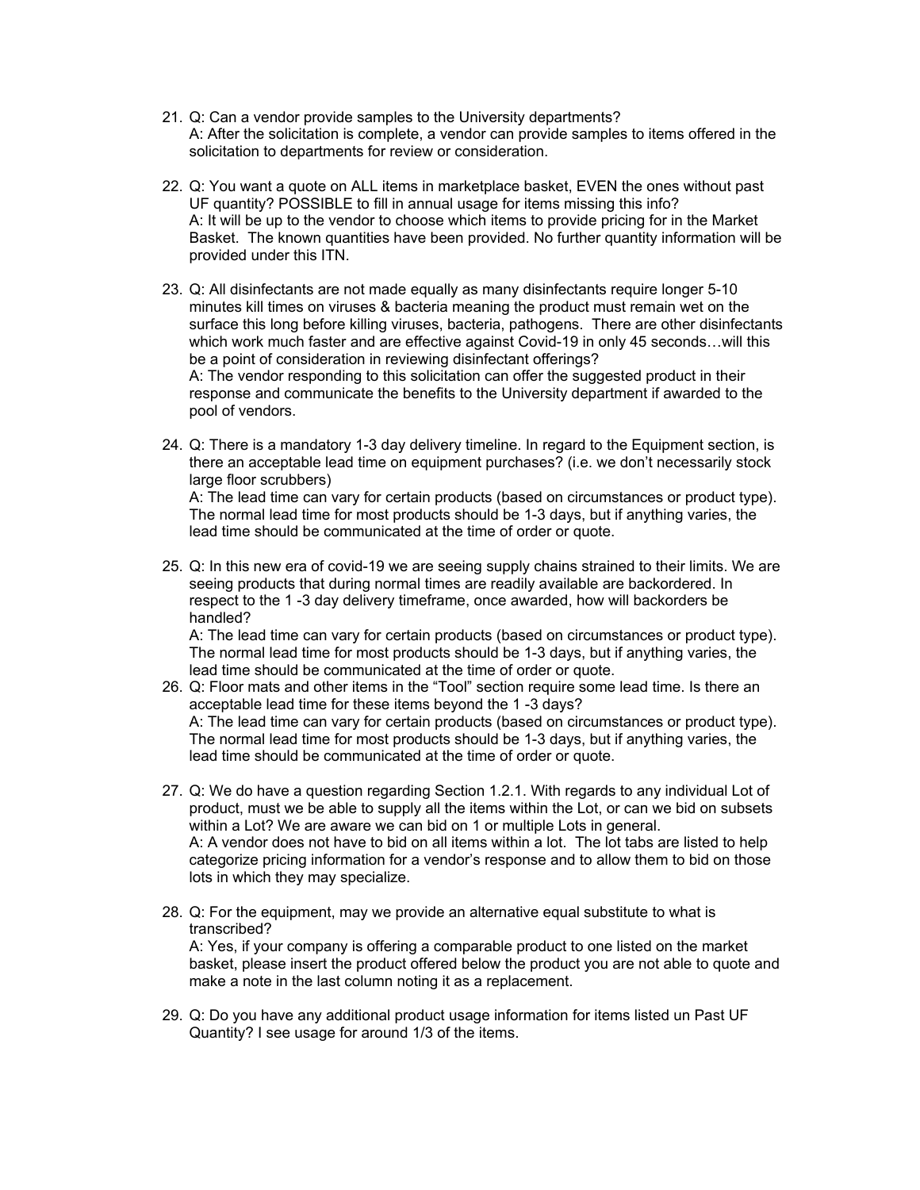21. Q: Can a vendor provide samples to the University departments?
    A: After the solicitation is complete, a vendor can provide samples to items offered in the solicitation to departments for review or consideration.

22. Q: You want a quote on ALL items in marketplace basket, EVEN the ones without past UF quantity? POSSIBLE to fill in annual usage for items missing this info?
    A: It will be up to the vendor to choose which items to provide pricing for in the Market Basket. The known quantities have been provided. No further quantity information will be provided under this ITN.

23. Q: All disinfectants are not made equally as many disinfectants require longer 5-10 minutes kill times on viruses & bacteria meaning the product must remain wet on the surface this long before killing viruses, bacteria, pathogens. There are other disinfectants which work much faster and are effective against Covid-19 in only 45 seconds…will this be a point of consideration in reviewing disinfectant offerings?
    A: The vendor responding to this solicitation can offer the suggested product in their response and communicate the benefits to the University department if awarded to the pool of vendors.

24. Q: There is a mandatory 1-3 day delivery timeline. In regard to the Equipment section, is there an acceptable lead time on equipment purchases? (i.e. we don't necessarily stock large floor scrubbers)
    A: The lead time can vary for certain products (based on circumstances or product type). The normal lead time for most products should be 1-3 days, but if anything varies, the lead time should be communicated at the time of order or quote.

25. Q: In this new era of covid-19 we are seeing supply chains strained to their limits. We are seeing products that during normal times are readily available are backordered. In respect to the 1 -3 day delivery timeframe, once awarded, how will backorders be handled?
    A: The lead time can vary for certain products (based on circumstances or product type). The normal lead time for most products should be 1-3 days, but if anything varies, the lead time should be communicated at the time of order or quote.

26. Q: Floor mats and other items in the "Tool" section require some lead time. Is there an acceptable lead time for these items beyond the 1 -3 days?
    A: The lead time can vary for certain products (based on circumstances or product type). The normal lead time for most products should be 1-3 days, but if anything varies, the lead time should be communicated at the time of order or quote.

27. Q: We do have a question regarding Section 1.2.1. With regards to any individual Lot of product, must we be able to supply all the items within the Lot, or can we bid on subsets within a Lot? We are aware we can bid on 1 or multiple Lots in general.
    A: A vendor does not have to bid on all items within a lot. The lot tabs are listed to help categorize pricing information for a vendor's response and to allow them to bid on those lots in which they may specialize.

28. Q: For the equipment, may we provide an alternative equal substitute to what is transcribed?
    A: Yes, if your company is offering a comparable product to one listed on the market basket, please insert the product offered below the product you are not able to quote and make a note in the last column noting it as a replacement.

29. Q: Do you have any additional product usage information for items listed un Past UF Quantity? I see usage for around 1/3 of the items.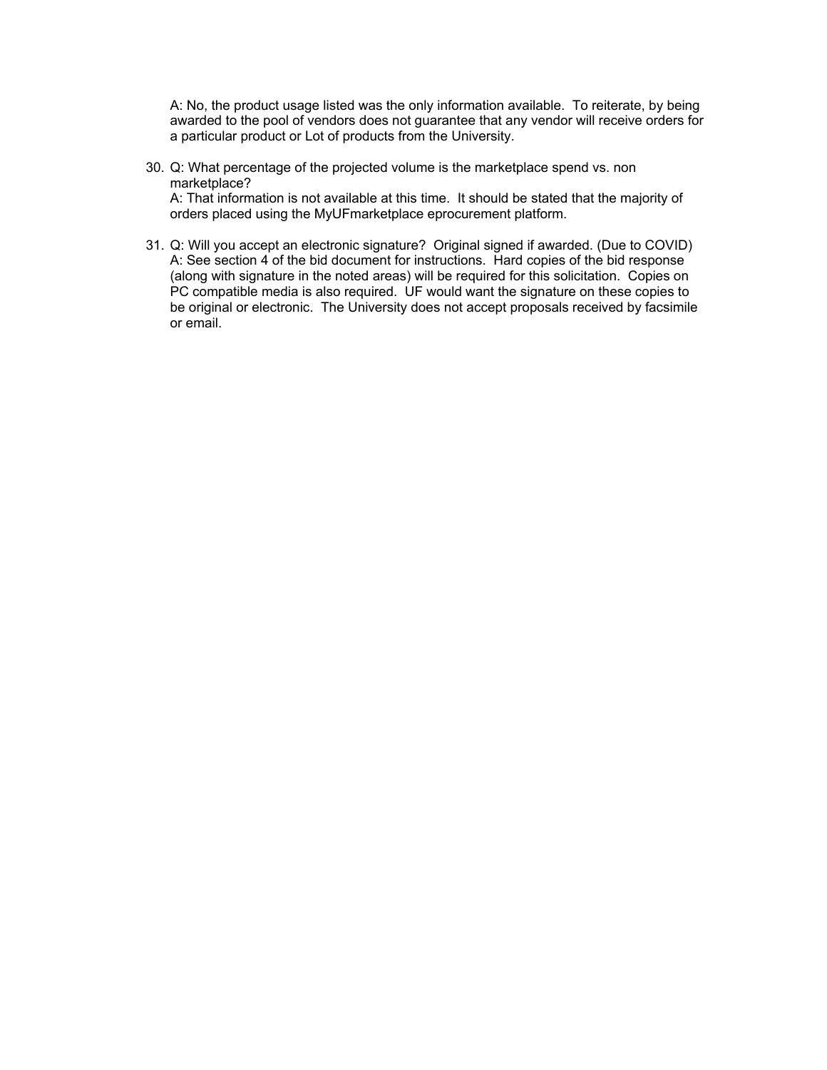A: No, the product usage listed was the only information available. To reiterate, by being awarded to the pool of vendors does not guarantee that any vendor will receive orders for a particular product or Lot of products from the University.

30. Q: What percentage of the projected volume is the marketplace spend vs. non marketplace?
    A: That information is not available at this time. It should be stated that the majority of orders placed using the MyUFmarketplace eprocurement platform.

31. Q: Will you accept an electronic signature? Original signed if awarded. (Due to COVID)
    A: See section 4 of the bid document for instructions. Hard copies of the bid response (along with signature in the noted areas) will be required for this solicitation. Copies on PC compatible media is also required. UF would want the signature on these copies to be original or electronic. The University does not accept proposals received by facsimile or email.